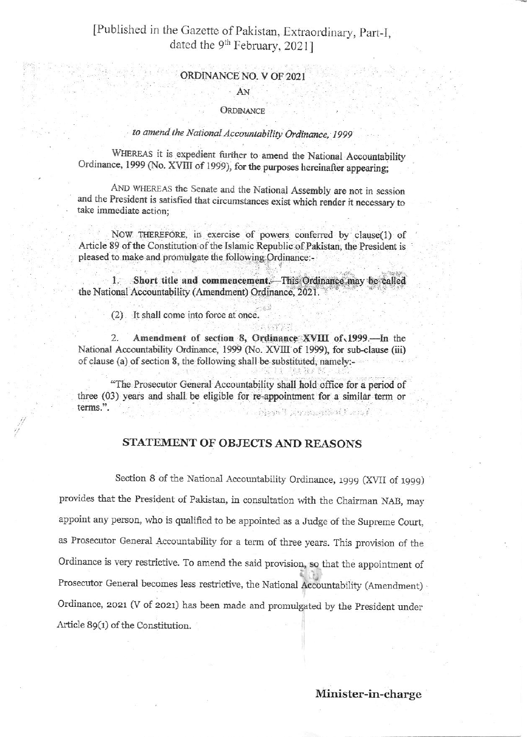[Published in the Gazette of Pakistan, Extraordinary, Part-I, dated the 9th February, 2021]

# ORDINANCE NO. V OF 2021

AN

ORDINANCE

*to amend the National Accountability Ordinance, 1999*

WHEREAS it is expedient further to amend the National Accountability Ordinance, 1999 (No. XVIII of 1999), for the purposes hereinafter appearing;

AND WHEREAS the Senate and the National Assembly are not in session and the President is satisfied that circumstances exist which render it necessary to take immediate action;

NOW THEREFORE, in exercise of powers conferred by clause(1) of Article 89 of the Constitution of the Islamic Republic of Pakistan, the President is pleased to make and promulgate the following Ordinance:-

1. **Short title and commencement.**—This Ordinance may be called the National Accountability (Amendment) Ordinance, 2021.

(2) It shall come into force at once.

2. **Amendment of section 8, Ordinance XVIII of 1999.**—In the National Accountability Ordinance, 1999 (No. XVIII of 1999), for sub-clause (iii) of clause (a) of section 8, the following shall be substituted, namely:-

"The Prosecutor General Accountability shall hold office for a period of three (03) years and shall be eligible for re-appointment for a similar term or terms.".

## STATEMENT OF OBJECTS AND REASONS

Section 8 of the National Accountability Ordinance, 1999 (XVII of 1999) provides that the President of Pakistan, in consultation with the Chairman NAB, may appoint any person, who is qualified to be appointed as a Judge of the Supreme Court, as Prosecutor General Accountability for a term of three years. This provision of the Ordinance is very restrictive. To amend the said provision, so that the appointment of Prosecutor General becomes less restrictive, the National Accountability (Amendment) Ordinance, 2021 (V of 2021) has been made and promulgated by the President under Article 89(1) of the Constitution.

**Minister-in-charge**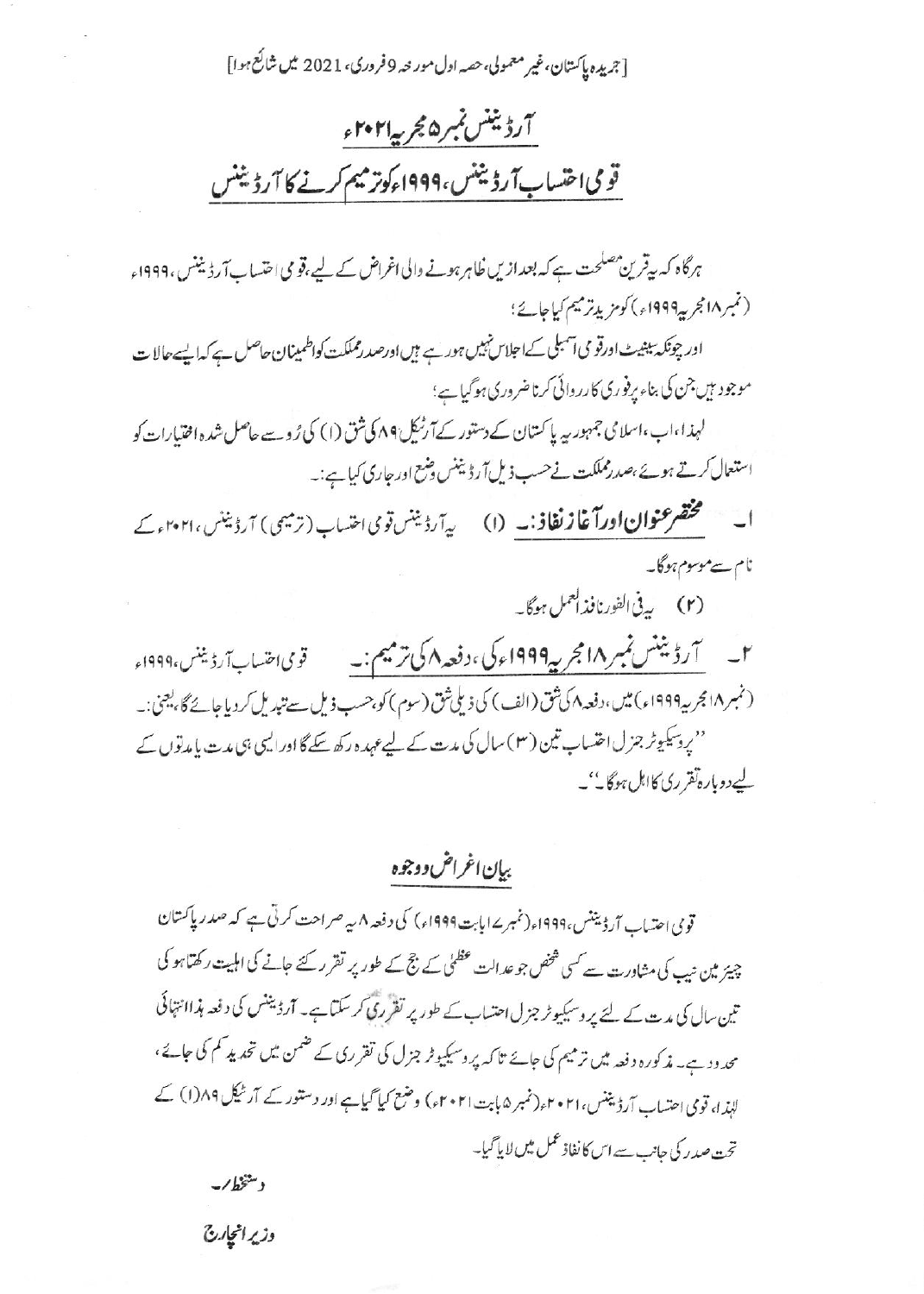[جریدہ پاکستان، غیر معمولی، حصہ اول مورخہ 9 فروری، 2021 میں شائع ہوا]

# آرڈیننس نمبر ۵ مجریہ ۲۰۲۱ء

## قومی احتساب آرڈیننس، ۱۹۹۹ء کو ترمیم کرنے کا آرڈیننس

ہرگاہ کہ یہ قرین مصلحت ہے کہ بعد ازیں ظاہر ہونے والی اغراض کے لیے، قومی احتساب آرڈیننس، ۱۹۹۹ء (نمبر ۱۸ مجریہ ۱۹۹۹ء) کو مزید ترمیم کیا جائے؛

اور چونکہ سینیٹ اور قومی اسمبلی کے اجلاس نہیں ہو رہے ہیں اور صدر مملکت کو اطمینان حاصل ہے کہ ایسے حالات موجود ہیں جن کی بناء پر فوری کارروائی کرنا ضروری ہو گیا ہے؛

لہذا، اب، اسلامی جمہوریہ پاکستان کے دستور کے آرٹیکل ۸۹ کی شق (۱) کی رُو سے حاصل شدہ اختیارات کو استعمال کرتے ہوئے، صدر مملکت نے حسب ذیل آرڈیننس وضع اور جاری کیا ہے:۔

۱۔ **مختصر عنوان اور آغاز نفاذ:۔** (۱) یہ آرڈیننس قومی احتساب (ترمیمی) آرڈیننس، ۲۰۲۱ء کے نام سے موسوم ہوگا۔

(۲) یہ فی الفور نافذ العمل ہوگا۔

۲۔ **آرڈیننس نمبر ۱۸ مجریہ ۱۹۹۹ء کی، دفعہ ۸ کی ترمیم:۔** قومی احتساب آرڈیننس، ۱۹۹۹ء (نمبر ۱۸ مجریہ ۱۹۹۹ء) میں، دفعہ ۸ کی شق (الف) کی ذیلی شق (سوم) کو، حسب ذیل سے تبدیل کر دیا جائے گا، یعنی:۔

''پروسیکیوٹر جنرل احتساب تین (۳) سال کی مدت کے لیے عہدہ رکھ سکے گا اور ایسی ہی مدت یا مدتوں کے لیے دوبارہ تقرری کا اہل ہوگا''۔

## بیان اغراض و وجوہ

قومی احتساب آرڈیننس، ۱۹۹۹ء (نمبر ۱۸ بابت ۱۹۹۹ء) کی دفعہ ۸ یہ صراحت کرتی ہے کہ صدر پاکستان چیئرمین نیب کی مشاورت سے کسی شخص جو عدالت عظمٰی کے جج کے طور پر تقرر کیے جانے کی اہلیت رکھتا ہو کی تین سال کی مدت کے لئے پروسیکیوٹر جنرل احتساب کے طور پر تقرری کر سکتا ہے۔ آرڈیننس کی دفعہ ہذا انتہائی محدود ہے۔ مذکورہ دفعہ میں ترمیم کی جائے تاکہ پروسیکیوٹر جنرل کی تقرری کے ضمن میں تحدید کم کی جائے، لہٰذا، قومی احتساب آرڈیننس، ۲۰۲۱ء (نمبر ۵ بابت ۲۰۲۱ء) وضع کیا گیا ہے اور دستور کے آرٹیکل ۸۹(۱) کے تحت صدر کی جانب سے اس کا نفاذ عمل میں لایا گیا۔

دستخط/۔

وزیر انچارج